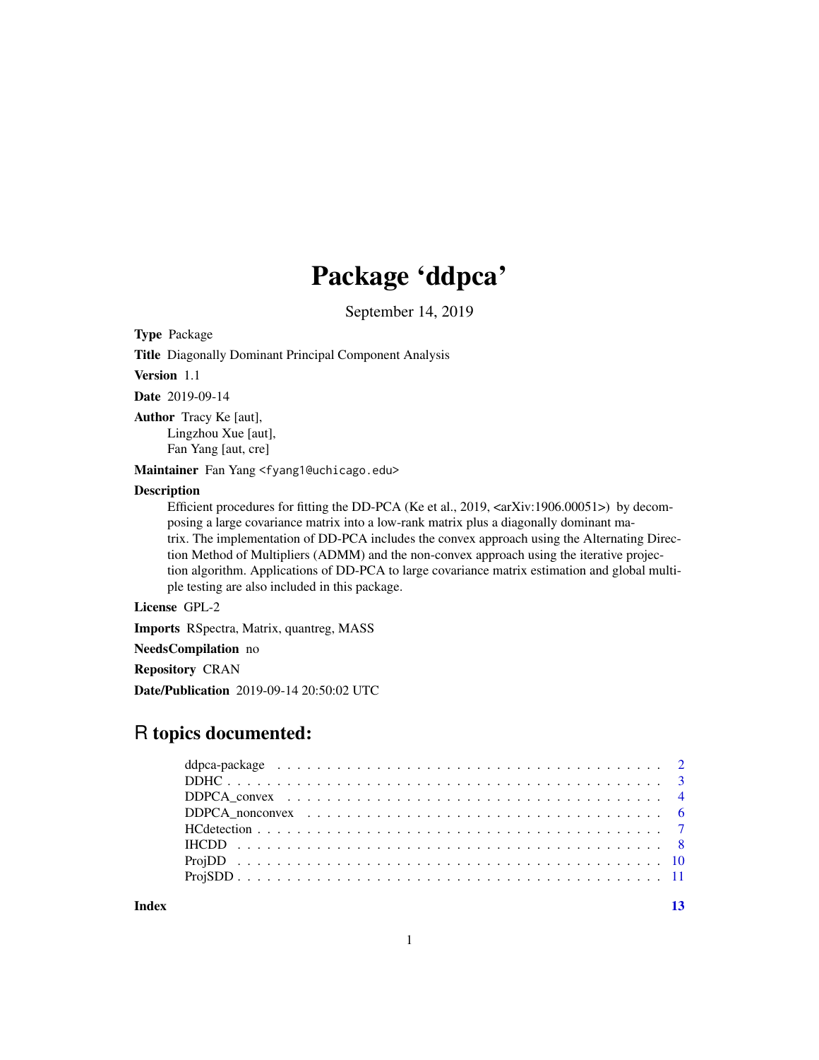# Package 'ddpca'

September 14, 2019

**Type** Package

**Title** Diagonally Dominant Principal Component Analysis

**Version** 1.1

**Date** 2019-09-14

**Author** Tracy Ke [aut],
Lingzhou Xue [aut],
Fan Yang [aut, cre]

**Maintainer** Fan Yang <fyang1@uchicago.edu>

**Description**
Efficient procedures for fitting the DD-PCA (Ke et al., 2019, <arXiv:1906.00051>) by decomposing a large covariance matrix into a low-rank matrix plus a diagonally dominant matrix. The implementation of DD-PCA includes the convex approach using the Alternating Direction Method of Multipliers (ADMM) and the non-convex approach using the iterative projection algorithm. Applications of DD-PCA to large covariance matrix estimation and global multiple testing are also included in this package.

**License** GPL-2

**Imports** RSpectra, Matrix, quantreg, MASS

**NeedsCompilation** no

**Repository** CRAN

**Date/Publication** 2019-09-14 20:50:02 UTC

## R topics documented:

- ddpca-package . . . . . . . . . . . . . . . . . . . . . . . . . . . . . . . . . . . 2
- DDHC . . . . . . . . . . . . . . . . . . . . . . . . . . . . . . . . . . . . . . . 3
- DDPCA_convex . . . . . . . . . . . . . . . . . . . . . . . . . . . . . . . . . . 4
- DDPCA_nonconvex . . . . . . . . . . . . . . . . . . . . . . . . . . . . . . . . 6
- HCdetection . . . . . . . . . . . . . . . . . . . . . . . . . . . . . . . . . . . . 7
- IHCDD . . . . . . . . . . . . . . . . . . . . . . . . . . . . . . . . . . . . . . 8
- ProjDD . . . . . . . . . . . . . . . . . . . . . . . . . . . . . . . . . . . . . . 10
- ProjSDD . . . . . . . . . . . . . . . . . . . . . . . . . . . . . . . . . . . . . . 11

**Index** 13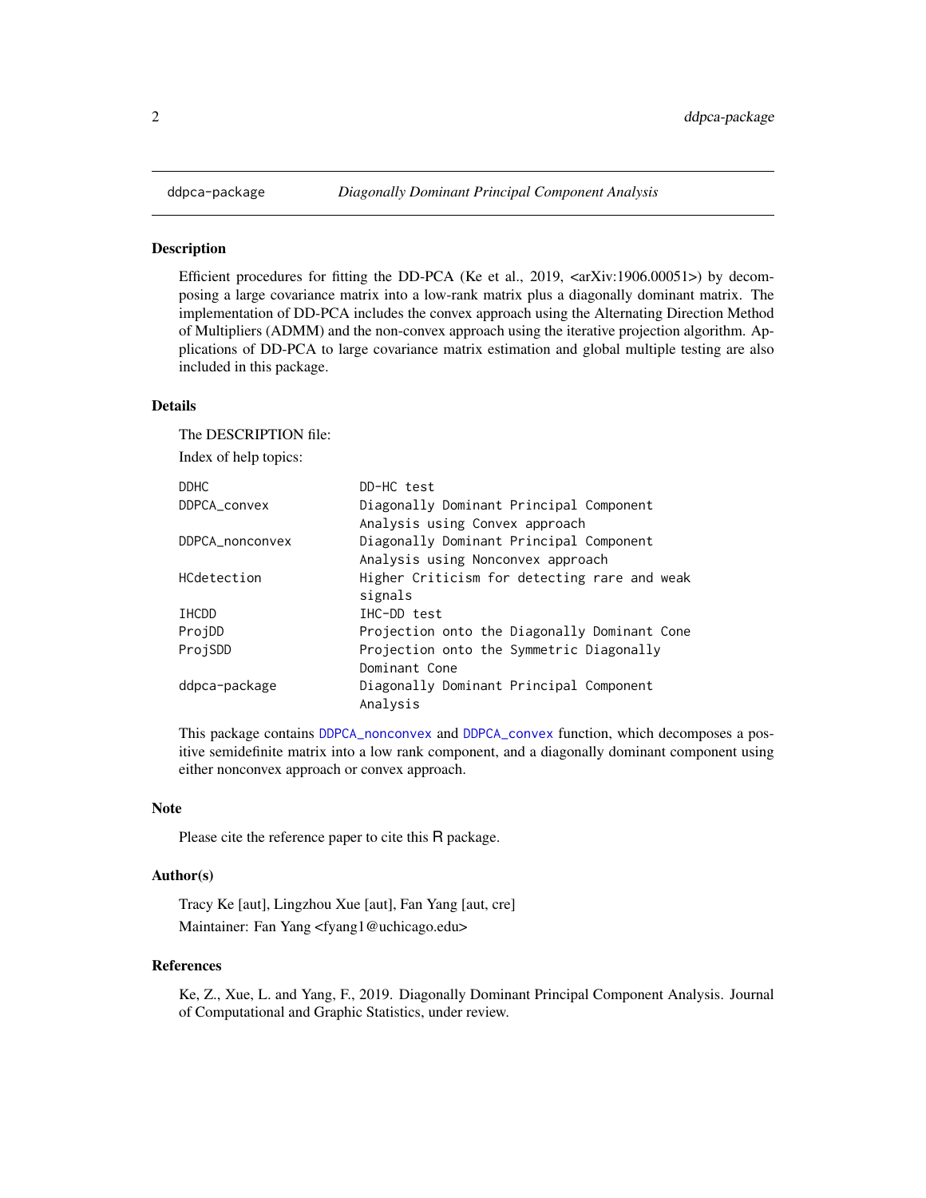# ddpca-package *Diagonally Dominant Principal Component Analysis*

## Description

Efficient procedures for fitting the DD-PCA (Ke et al., 2019, <arXiv:1906.00051>) by decomposing a large covariance matrix into a low-rank matrix plus a diagonally dominant matrix. The implementation of DD-PCA includes the convex approach using the Alternating Direction Method of Multipliers (ADMM) and the non-convex approach using the iterative projection algorithm. Applications of DD-PCA to large covariance matrix estimation and global multiple testing are also included in this package.

## Details

The DESCRIPTION file:

Index of help topics:

```
DDHC                    DD-HC test
DDPCA_convex            Diagonally Dominant Principal Component
                        Analysis using Convex approach
DDPCA_nonconvex         Diagonally Dominant Principal Component
                        Analysis using Nonconvex approach
HCdetection             Higher Criticism for detecting rare and weak
                        signals
IHCDD                   IHC-DD test
ProjDD                  Projection onto the Diagonally Dominant Cone
ProjSDD                 Projection onto the Symmetric Diagonally
                        Dominant Cone
ddpca-package           Diagonally Dominant Principal Component
                        Analysis
```

This package contains `DDPCA_nonconvex` and `DDPCA_convex` function, which decomposes a positive semidefinite matrix into a low rank component, and a diagonally dominant component using either nonconvex approach or convex approach.

## Note

Please cite the reference paper to cite this R package.

## Author(s)

Tracy Ke [aut], Lingzhou Xue [aut], Fan Yang [aut, cre]

Maintainer: Fan Yang <fyang1@uchicago.edu>

## References

Ke, Z., Xue, L. and Yang, F., 2019. Diagonally Dominant Principal Component Analysis. Journal of Computational and Graphic Statistics, under review.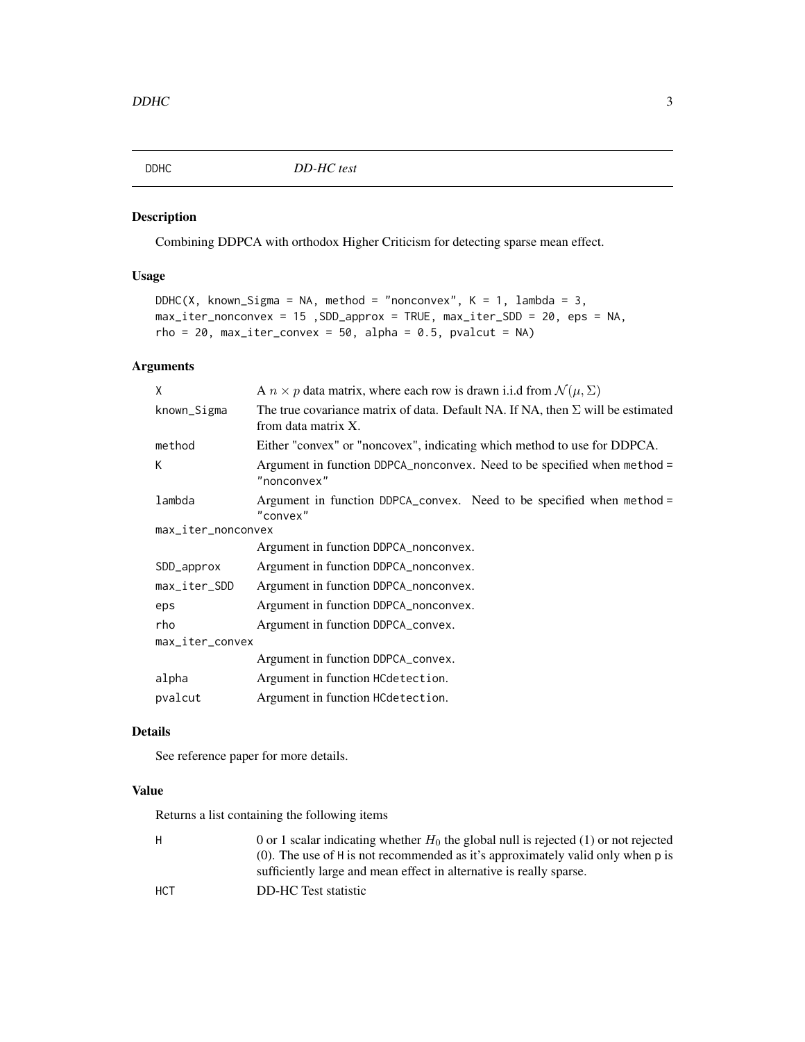DDHC *DD-HC test*

### Description

Combining DDPCA with orthodox Higher Criticism for detecting sparse mean effect.

### Usage

```
DDHC(X, known_Sigma = NA, method = "nonconvex", K = 1, lambda = 3,
max_iter_nonconvex = 15 ,SDD_approx = TRUE, max_iter_SDD = 20, eps = NA,
rho = 20, max_iter_convex = 50, alpha = 0.5, pvalcut = NA)
```

### Arguments

| | |
|---|---|
| X | A $n \times p$ data matrix, where each row is drawn i.i.d from $\mathcal{N}(\mu, \Sigma)$ |
| known_Sigma | The true covariance matrix of data. Default NA. If NA, then $\Sigma$ will be estimated from data matrix X. |
| method | Either "convex" or "noncovex", indicating which method to use for DDPCA. |
| K | Argument in function DDPCA_nonconvex. Need to be specified when method = "nonconvex" |
| lambda | Argument in function DDPCA_convex. Need to be specified when method = "convex" |
| max_iter_nonconvex | Argument in function DDPCA_nonconvex. |
| SDD_approx | Argument in function DDPCA_nonconvex. |
| max_iter_SDD | Argument in function DDPCA_nonconvex. |
| eps | Argument in function DDPCA_nonconvex. |
| rho | Argument in function DDPCA_convex. |
| max_iter_convex | Argument in function DDPCA_convex. |
| alpha | Argument in function HCdetection. |
| pvalcut | Argument in function HCdetection. |

### Details

See reference paper for more details.

### Value

Returns a list containing the following items

| | |
|---|---|
| H | 0 or 1 scalar indicating whether $H_0$ the global null is rejected (1) or not rejected (0). The use of H is not recommended as it's approximately valid only when p is sufficiently large and mean effect in alternative is really sparse. |
| HCT | DD-HC Test statistic |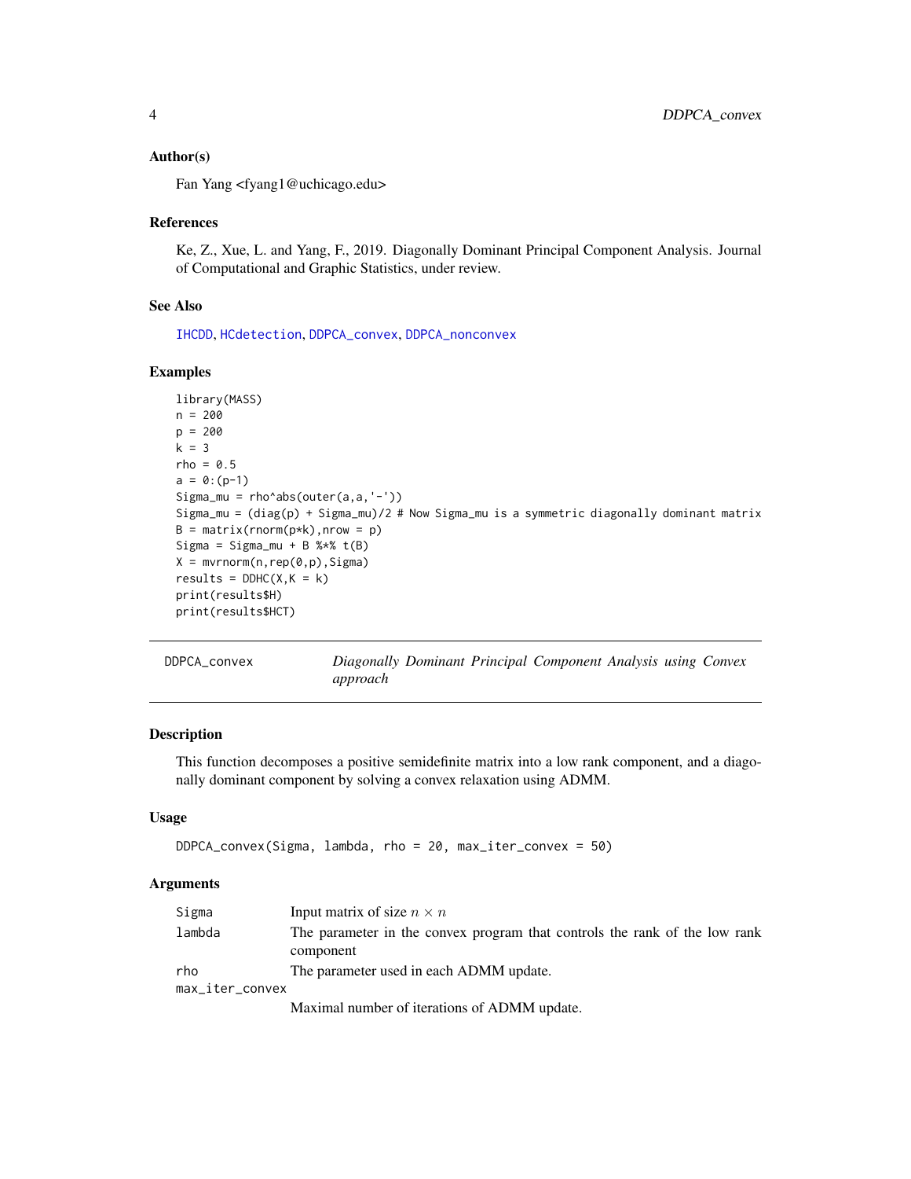### Author(s)

Fan Yang <fyang1@uchicago.edu>

### References

Ke, Z., Xue, L. and Yang, F., 2019. Diagonally Dominant Principal Component Analysis. Journal of Computational and Graphic Statistics, under review.

### See Also

IHCDD, HCdetection, DDPCA_convex, DDPCA_nonconvex

### Examples

```
library(MASS)
n = 200
p = 200
k = 3
rho = 0.5
a = 0:(p-1)
Sigma_mu = rho^abs(outer(a,a,'-'))
Sigma_mu = (diag(p) + Sigma_mu)/2 # Now Sigma_mu is a symmetric diagonally dominant matrix
B = matrix(rnorm(p*k),nrow = p)
Sigma = Sigma_mu + B %*% t(B)
X = mvrnorm(n,rep(0,p),Sigma)
results = DDHC(X,K = k)
print(results$H)
print(results$HCT)
```

---

## DDPCA_convex — *Diagonally Dominant Principal Component Analysis using Convex approach*

### Description

This function decomposes a positive semidefinite matrix into a low rank component, and a diagonally dominant component by solving a convex relaxation using ADMM.

### Usage

```
DDPCA_convex(Sigma, lambda, rho = 20, max_iter_convex = 50)
```

### Arguments

| | |
|---|---|
| Sigma | Input matrix of size $n \times n$ |
| lambda | The parameter in the convex program that controls the rank of the low rank component |
| rho | The parameter used in each ADMM update. |
| max_iter_convex | Maximal number of iterations of ADMM update. |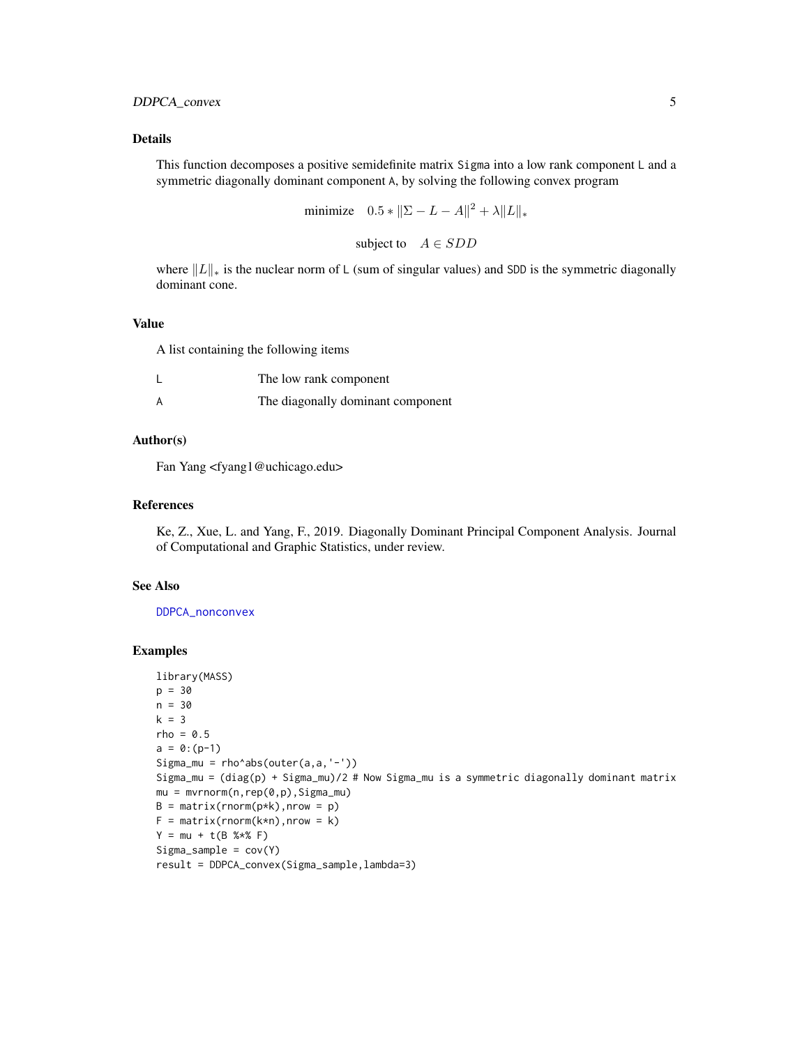## Details

This function decomposes a positive semidefinite matrix Sigma into a low rank component L and a symmetric diagonally dominant component A, by solving the following convex program

$$\text{minimize} \quad 0.5 * \|\Sigma - L - A\|^2 + \lambda \|L\|_*$$

$$\text{subject to} \quad A \in SDD$$

where $\|L\|_*$ is the nuclear norm of L (sum of singular values) and SDD is the symmetric diagonally dominant cone.

## Value

A list containing the following items

| | |
|---|---|
| L | The low rank component |
| A | The diagonally dominant component |

## Author(s)

Fan Yang <fyang1@uchicago.edu>

## References

Ke, Z., Xue, L. and Yang, F., 2019. Diagonally Dominant Principal Component Analysis. Journal of Computational and Graphic Statistics, under review.

## See Also

DDPCA_nonconvex

## Examples

```
library(MASS)
p = 30
n = 30
k = 3
rho = 0.5
a = 0:(p-1)
Sigma_mu = rho^abs(outer(a,a,'-'))
Sigma_mu = (diag(p) + Sigma_mu)/2 # Now Sigma_mu is a symmetric diagonally dominant matrix
mu = mvrnorm(n,rep(0,p),Sigma_mu)
B = matrix(rnorm(p*k),nrow = p)
F = matrix(rnorm(k*n),nrow = k)
Y = mu + t(B %*% F)
Sigma_sample = cov(Y)
result = DDPCA_convex(Sigma_sample,lambda=3)
```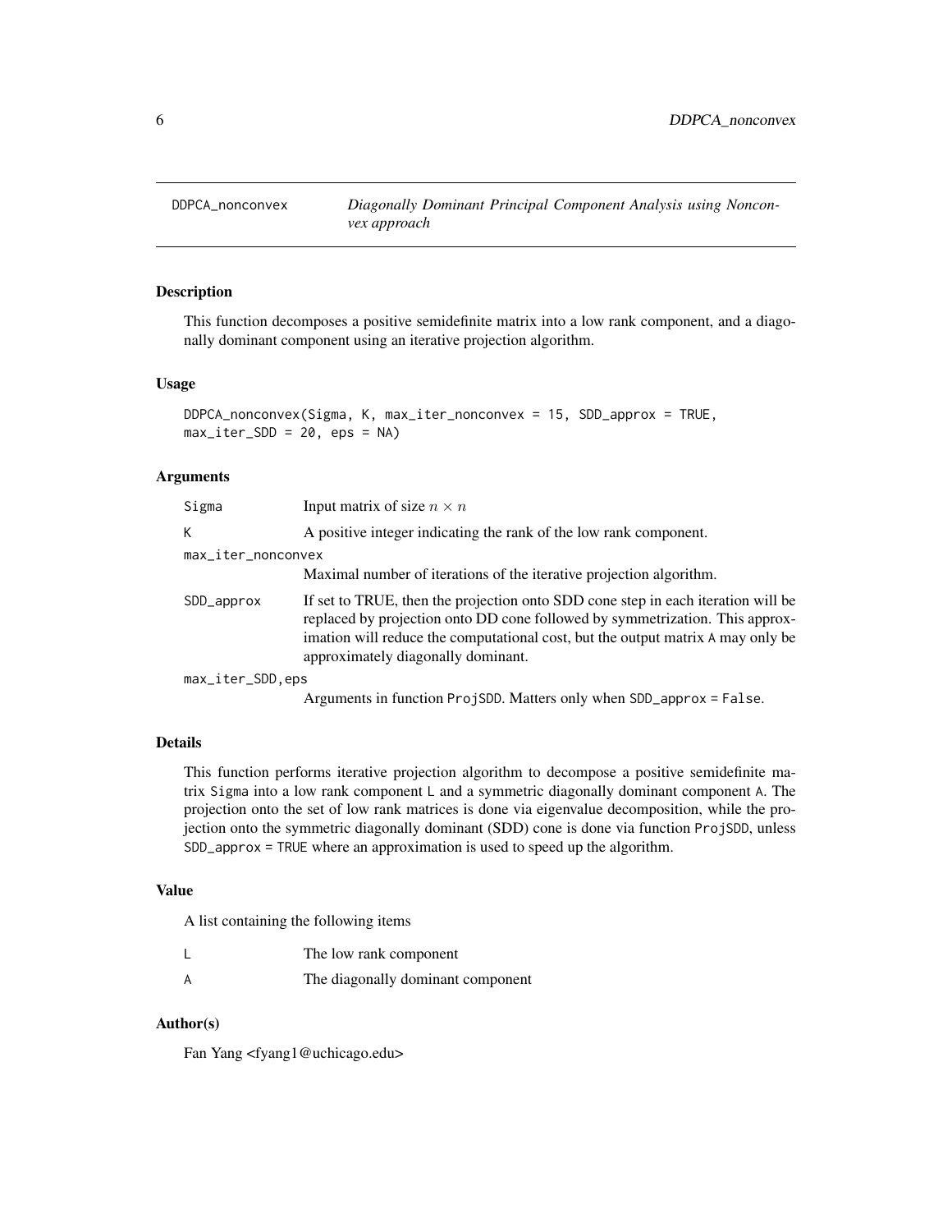# DDPCA_nonconvex — *Diagonally Dominant Principal Component Analysis using Nonconvex approach*

## Description

This function decomposes a positive semidefinite matrix into a low rank component, and a diagonally dominant component using an iterative projection algorithm.

## Usage

```
DDPCA_nonconvex(Sigma, K, max_iter_nonconvex = 15, SDD_approx = TRUE,
max_iter_SDD = 20, eps = NA)
```

## Arguments

| | |
|---|---|
| Sigma | Input matrix of size $n \times n$ |
| K | A positive integer indicating the rank of the low rank component. |
| max_iter_nonconvex | Maximal number of iterations of the iterative projection algorithm. |
| SDD_approx | If set to TRUE, then the projection onto SDD cone step in each iteration will be replaced by projection onto DD cone followed by symmetrization. This approximation will reduce the computational cost, but the output matrix A may only be approximately diagonally dominant. |
| max_iter_SDD,eps | Arguments in function ProjSDD. Matters only when SDD_approx = False. |

## Details

This function performs iterative projection algorithm to decompose a positive semidefinite matrix Sigma into a low rank component L and a symmetric diagonally dominant component A. The projection onto the set of low rank matrices is done via eigenvalue decomposition, while the projection onto the symmetric diagonally dominant (SDD) cone is done via function ProjSDD, unless SDD_approx = TRUE where an approximation is used to speed up the algorithm.

## Value

A list containing the following items

| | |
|---|---|
| L | The low rank component |
| A | The diagonally dominant component |

## Author(s)

Fan Yang <fyang1@uchicago.edu>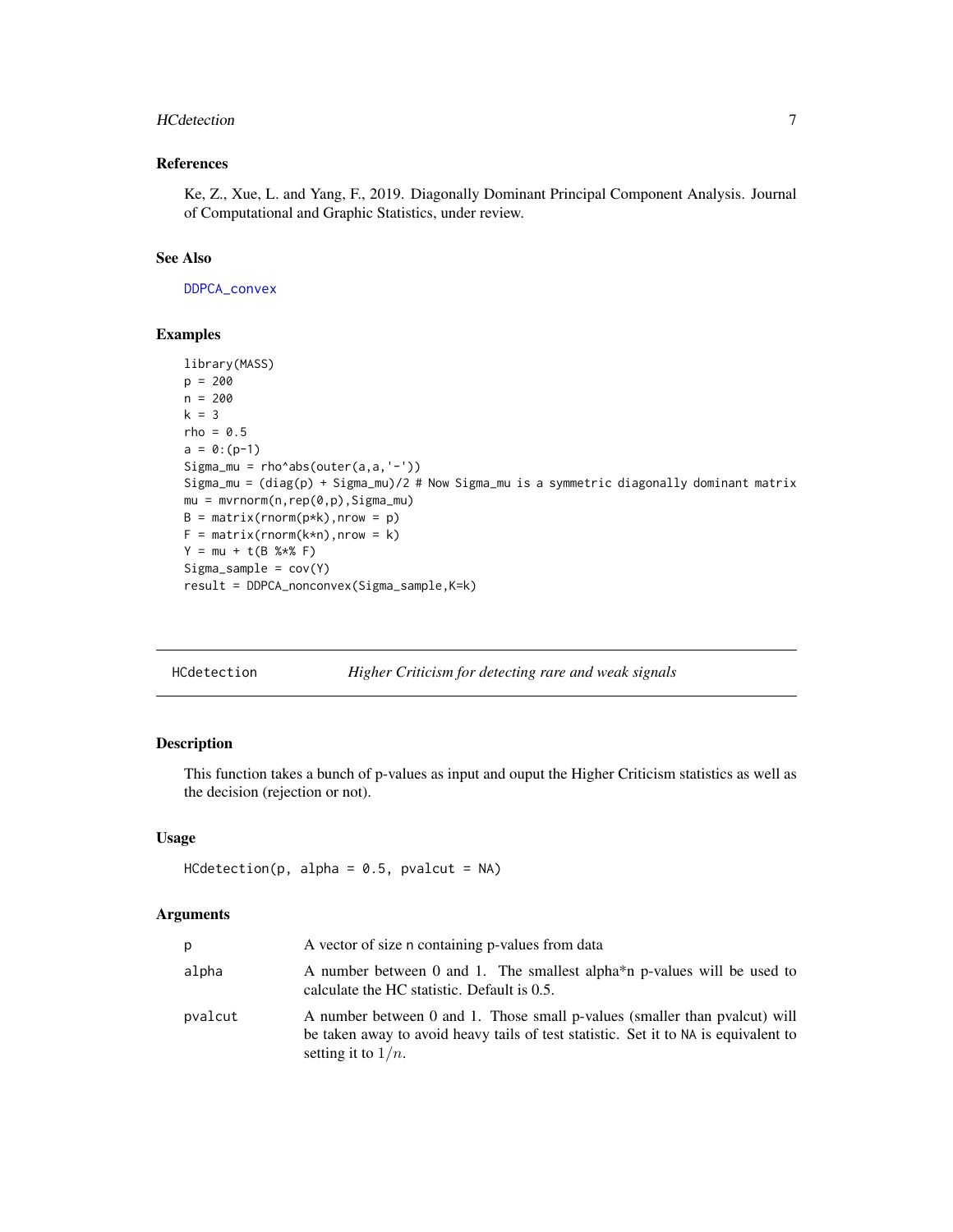### References

Ke, Z., Xue, L. and Yang, F., 2019. Diagonally Dominant Principal Component Analysis. Journal of Computational and Graphic Statistics, under review.

### See Also

DDPCA_convex

### Examples

```
library(MASS)
p = 200
n = 200
k = 3
rho = 0.5
a = 0:(p-1)
Sigma_mu = rho^abs(outer(a,a,'-'))
Sigma_mu = (diag(p) + Sigma_mu)/2 # Now Sigma_mu is a symmetric diagonally dominant matrix
mu = mvrnorm(n,rep(0,p),Sigma_mu)
B = matrix(rnorm(p*k),nrow = p)
F = matrix(rnorm(k*n),nrow = k)
Y = mu + t(B %*% F)
Sigma_sample = cov(Y)
result = DDPCA_nonconvex(Sigma_sample,K=k)
```

---

## HCdetection — *Higher Criticism for detecting rare and weak signals*

### Description

This function takes a bunch of p-values as input and ouput the Higher Criticism statistics as well as the decision (rejection or not).

### Usage

```
HCdetection(p, alpha = 0.5, pvalcut = NA)
```

### Arguments

| | |
|---|---|
| p | A vector of size n containing p-values from data |
| alpha | A number between 0 and 1. The smallest alpha*n p-values will be used to calculate the HC statistic. Default is 0.5. |
| pvalcut | A number between 0 and 1. Those small p-values (smaller than pvalcut) will be taken away to avoid heavy tails of test statistic. Set it to NA is equivalent to setting it to $1/n$. |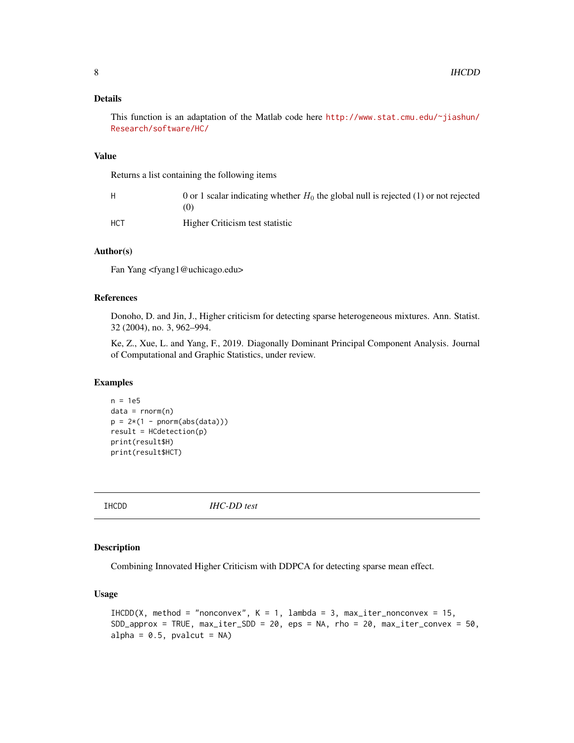## Details

This function is an adaptation of the Matlab code here http://www.stat.cmu.edu/~jiashun/Research/software/HC/

## Value

Returns a list containing the following items

| | |
|---|---|
| H | 0 or 1 scalar indicating whether $H_0$ the global null is rejected (1) or not rejected (0) |
| HCT | Higher Criticism test statistic |

## Author(s)

Fan Yang <fyang1@uchicago.edu>

## References

Donoho, D. and Jin, J., Higher criticism for detecting sparse heterogeneous mixtures. Ann. Statist. 32 (2004), no. 3, 962–994.

Ke, Z., Xue, L. and Yang, F., 2019. Diagonally Dominant Principal Component Analysis. Journal of Computational and Graphic Statistics, under review.

## Examples

```
n = 1e5
data = rnorm(n)
p = 2*(1 - pnorm(abs(data)))
result = HCdetection(p)
print(result$H)
print(result$HCT)
```

---

# IHCDD *IHC-DD test*

---

## Description

Combining Innovated Higher Criticism with DDPCA for detecting sparse mean effect.

## Usage

```
IHCDD(X, method = "nonconvex", K = 1, lambda = 3, max_iter_nonconvex = 15,
SDD_approx = TRUE, max_iter_SDD = 20, eps = NA, rho = 20, max_iter_convex = 50,
alpha = 0.5, pvalcut = NA)
```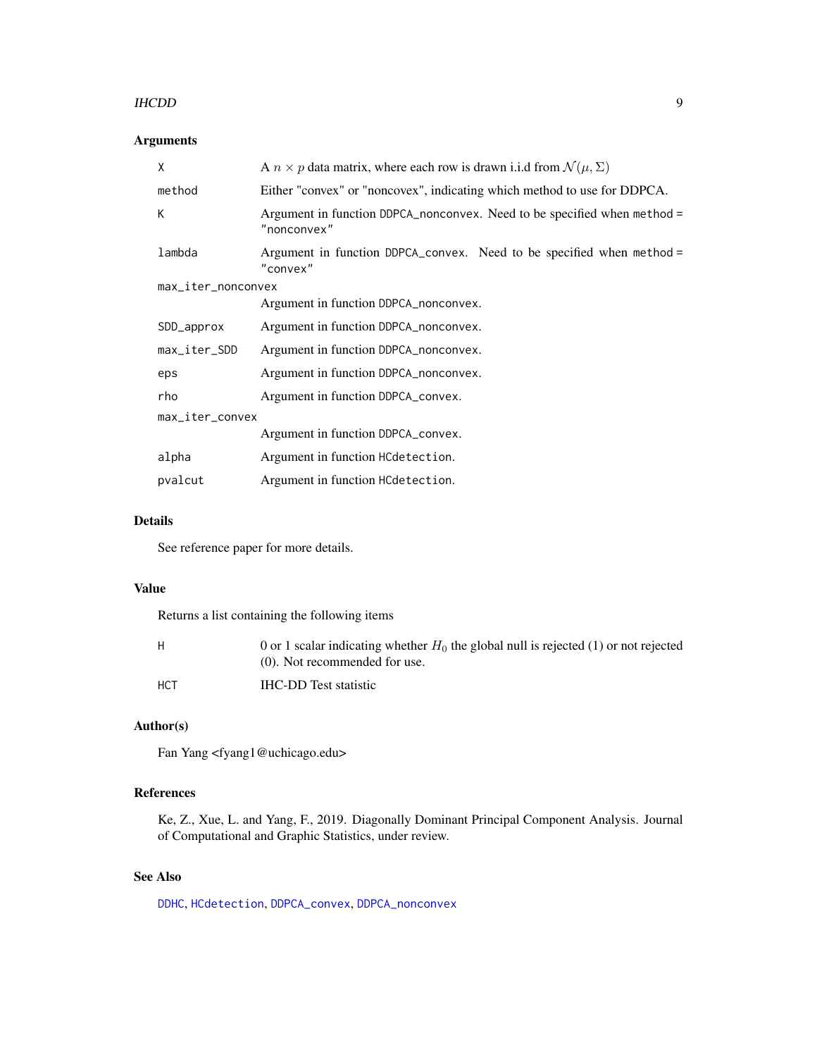## Arguments

| Argument | Description |
|---|---|
| `X` | A $n \times p$ data matrix, where each row is drawn i.i.d from $\mathcal{N}(\mu, \Sigma)$ |
| `method` | Either "convex" or "noncovex", indicating which method to use for DDPCA. |
| `K` | Argument in function `DDPCA_nonconvex`. Need to be specified when `method = "nonconvex"` |
| `lambda` | Argument in function `DDPCA_convex`. Need to be specified when `method = "convex"` |
| `max_iter_nonconvex` | Argument in function `DDPCA_nonconvex`. |
| `SDD_approx` | Argument in function `DDPCA_nonconvex`. |
| `max_iter_SDD` | Argument in function `DDPCA_nonconvex`. |
| `eps` | Argument in function `DDPCA_nonconvex`. |
| `rho` | Argument in function `DDPCA_convex`. |
| `max_iter_convex` | Argument in function `DDPCA_convex`. |
| `alpha` | Argument in function `HCdetection`. |
| `pvalcut` | Argument in function `HCdetection`. |

## Details

See reference paper for more details.

## Value

Returns a list containing the following items

| Item | Description |
|---|---|
| `H` | 0 or 1 scalar indicating whether $H_0$ the global null is rejected (1) or not rejected (0). Not recommended for use. |
| `HCT` | IHC-DD Test statistic |

## Author(s)

Fan Yang <fyang1@uchicago.edu>

## References

Ke, Z., Xue, L. and Yang, F., 2019. Diagonally Dominant Principal Component Analysis. Journal of Computational and Graphic Statistics, under review.

## See Also

`DDHC`, `HCdetection`, `DDPCA_convex`, `DDPCA_nonconvex`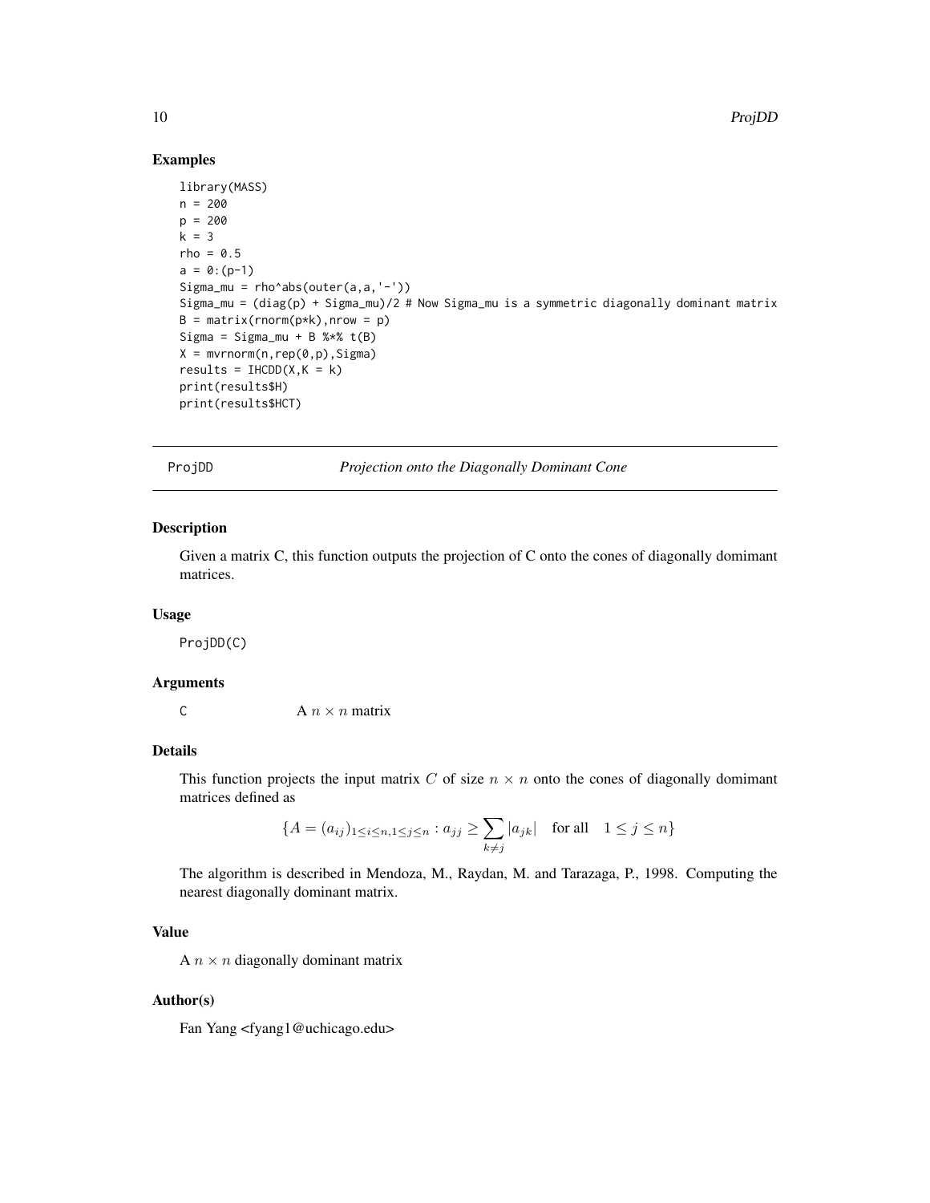## Examples

```
library(MASS)
n = 200
p = 200
k = 3
rho = 0.5
a = 0:(p-1)
Sigma_mu = rho^abs(outer(a,a,'-'))
Sigma_mu = (diag(p) + Sigma_mu)/2 # Now Sigma_mu is a symmetric diagonally dominant matrix
B = matrix(rnorm(p*k),nrow = p)
Sigma = Sigma_mu + B %*% t(B)
X = mvrnorm(n,rep(0,p),Sigma)
results = IHCDD(X,K = k)
print(results$H)
print(results$HCT)
```

---

# ProjDD *Projection onto the Diagonally Dominant Cone*

## Description

Given a matrix C, this function outputs the projection of C onto the cones of diagonally domimant matrices.

## Usage

```
ProjDD(C)
```

## Arguments

C A $n \times n$ matrix

## Details

This function projects the input matrix $C$ of size $n \times n$ onto the cones of diagonally domimant matrices defined as

$$\{A = (a_{ij})_{1 \le i \le n, 1 \le j \le n} : a_{jj} \ge \sum_{k \ne j} |a_{jk}| \quad \text{for all} \quad 1 \le j \le n\}$$

The algorithm is described in Mendoza, M., Raydan, M. and Tarazaga, P., 1998. Computing the nearest diagonally dominant matrix.

## Value

A $n \times n$ diagonally dominant matrix

## Author(s)

Fan Yang <fyang1@uchicago.edu>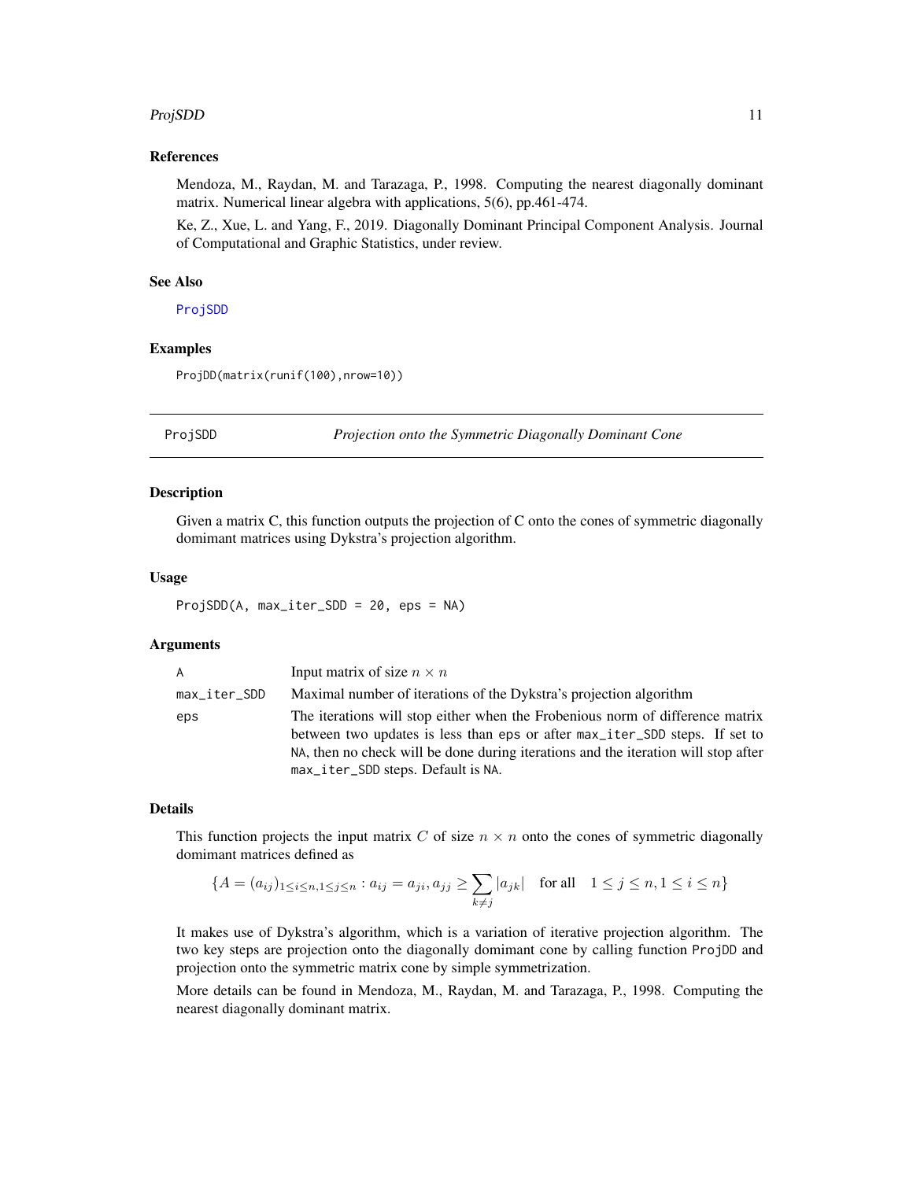### References

Mendoza, M., Raydan, M. and Tarazaga, P., 1998. Computing the nearest diagonally dominant matrix. Numerical linear algebra with applications, 5(6), pp.461-474.

Ke, Z., Xue, L. and Yang, F., 2019. Diagonally Dominant Principal Component Analysis. Journal of Computational and Graphic Statistics, under review.

### See Also

ProjSDD

### Examples

```
ProjDD(matrix(runif(100),nrow=10))
```

---

## ProjSDD — *Projection onto the Symmetric Diagonally Dominant Cone*

---

### Description

Given a matrix C, this function outputs the projection of C onto the cones of symmetric diagonally dominant matrices using Dykstra's projection algorithm.

### Usage

```
ProjSDD(A, max_iter_SDD = 20, eps = NA)
```

### Arguments

| | |
|---|---|
| A | Input matrix of size $n \times n$ |
| max_iter_SDD | Maximal number of iterations of the Dykstra's projection algorithm |
| eps | The iterations will stop either when the Frobenious norm of difference matrix between two updates is less than eps or after max_iter_SDD steps. If set to NA, then no check will be done during iterations and the iteration will stop after max_iter_SDD steps. Default is NA. |

### Details

This function projects the input matrix $C$ of size $n \times n$ onto the cones of symmetric diagonally dominant matrices defined as

$$\{A = (a_{ij})_{1 \le i \le n, 1 \le j \le n} : a_{ij} = a_{ji}, a_{jj} \ge \sum_{k \ne j} |a_{jk}| \quad \text{for all} \quad 1 \le j \le n, 1 \le i \le n\}$$

It makes use of Dykstra's algorithm, which is a variation of iterative projection algorithm. The two key steps are projection onto the diagonally dominant cone by calling function ProjDD and projection onto the symmetric matrix cone by simple symmetrization.

More details can be found in Mendoza, M., Raydan, M. and Tarazaga, P., 1998. Computing the nearest diagonally dominant matrix.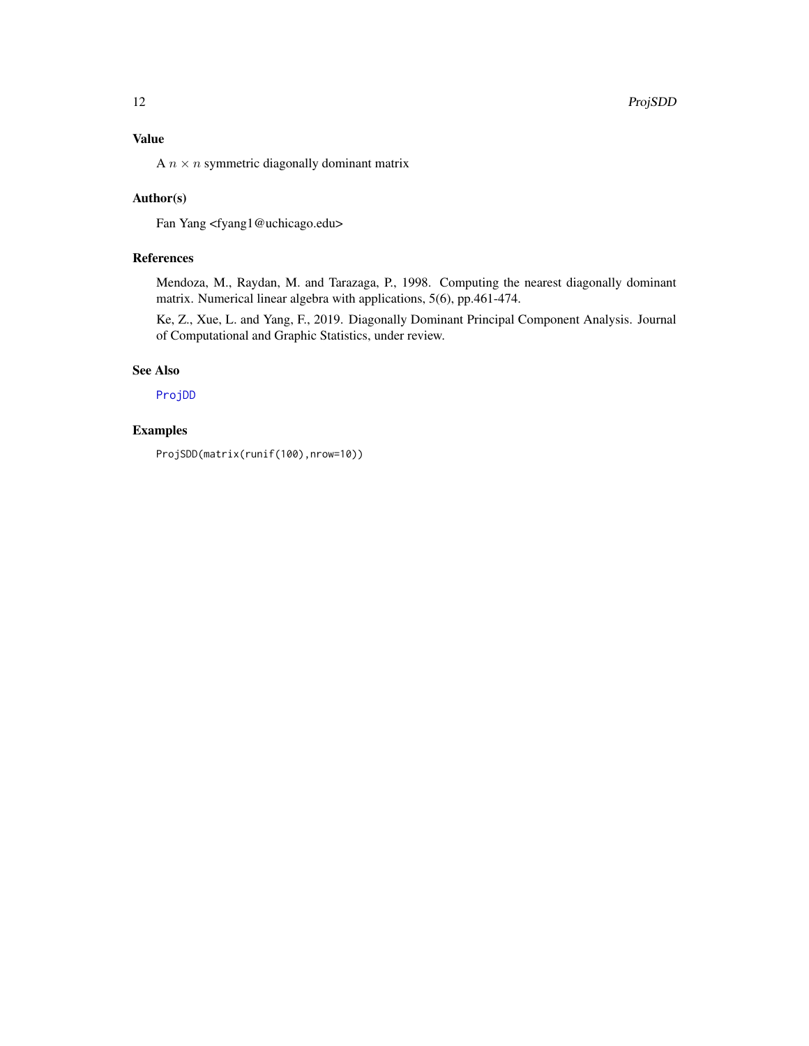## Value

A $n \times n$ symmetric diagonally dominant matrix

## Author(s)

Fan Yang <fyang1@uchicago.edu>

## References

Mendoza, M., Raydan, M. and Tarazaga, P., 1998. Computing the nearest diagonally dominant matrix. Numerical linear algebra with applications, 5(6), pp.461-474.

Ke, Z., Xue, L. and Yang, F., 2019. Diagonally Dominant Principal Component Analysis. Journal of Computational and Graphic Statistics, under review.

## See Also

ProjDD

## Examples

```
ProjSDD(matrix(runif(100),nrow=10))
```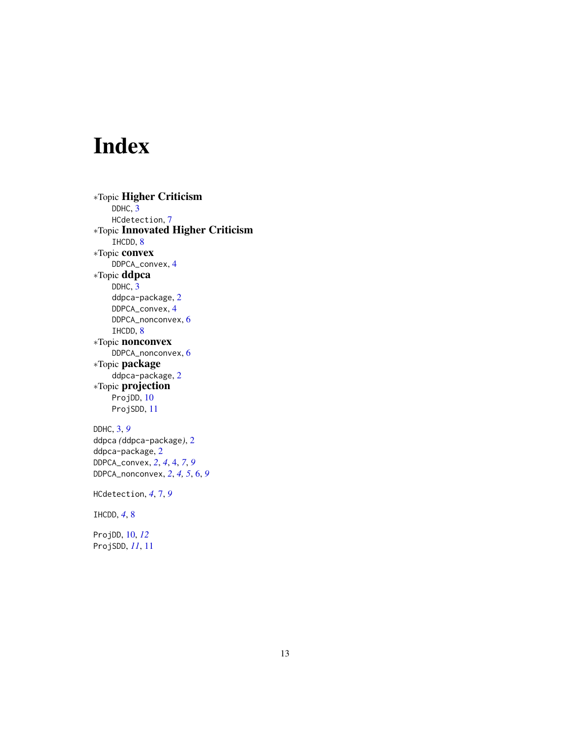# Index

∗Topic **Higher Criticism**

DDHC, 3
HCdetection, 7

∗Topic **Innovated Higher Criticism**

IHCDD, 8

∗Topic **convex**

DDPCA_convex, 4

∗Topic **ddpca**

DDHC, 3
ddpca-package, 2
DDPCA_convex, 4
DDPCA_nonconvex, 6
IHCDD, 8

∗Topic **nonconvex**

DDPCA_nonconvex, 6

∗Topic **package**

ddpca-package, 2

∗Topic **projection**

ProjDD, 10
ProjSDD, 11

DDHC, 3, *9*
ddpca *(*ddpca-package*)*, 2
ddpca-package, 2
DDPCA_convex, *2*, *4*, 4, *7*, *9*
DDPCA_nonconvex, *2*, *4*, *5*, 6, *9*

HCdetection, *4*, 7, *9*

IHCDD, *4*, 8

ProjDD, 10, *12*
ProjSDD, *11*, 11